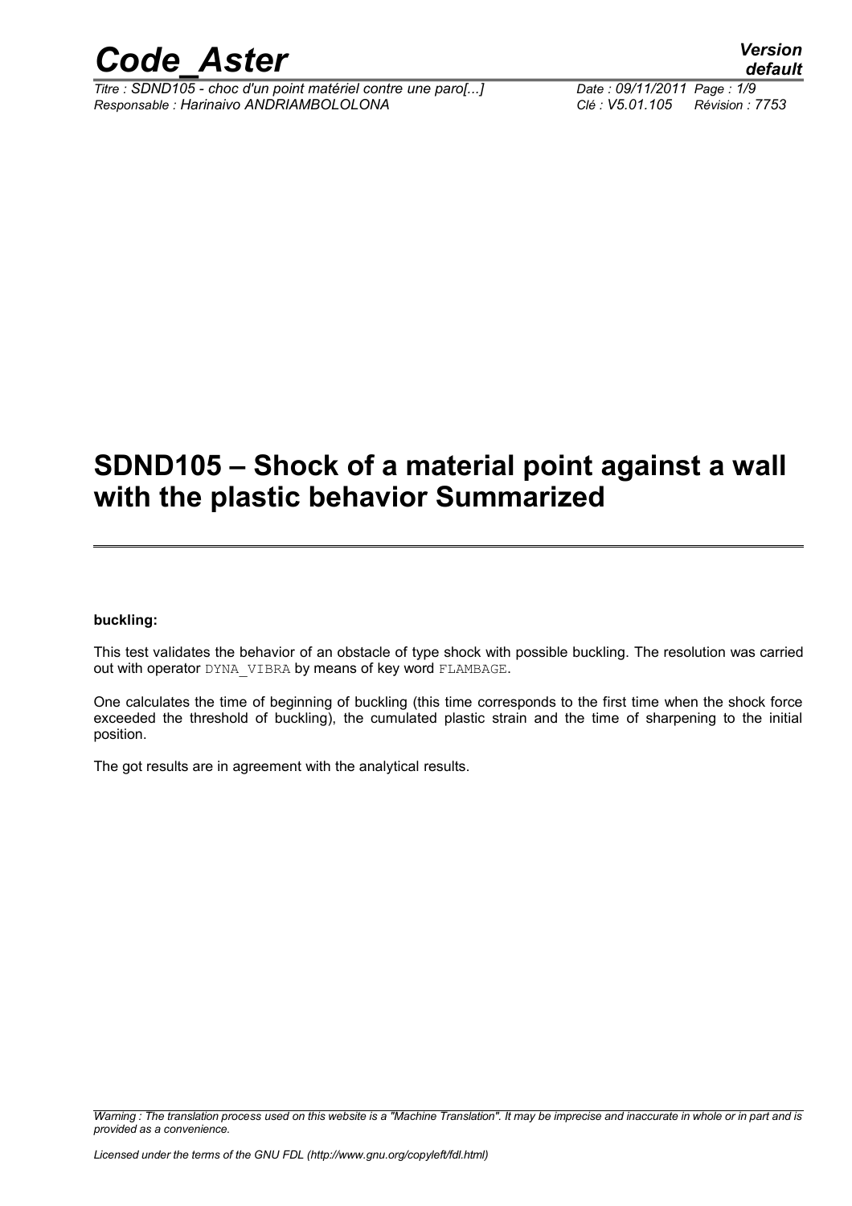# SDND105 – Shock of a material point against a wall with the plastic behavior Summarized

**buckling:**

This test validates the behavior of an obstacle of type shock with possible buckling. The resolution was carried out with operator DYNA_VIBRA by means of key word FLAMBAGE.

One calculates the time of beginning of buckling (this time corresponds to the first time when the shock force exceeded the threshold of buckling), the cumulated plastic strain and the time of sharpening to the initial position.

The got results are in agreement with the analytical results.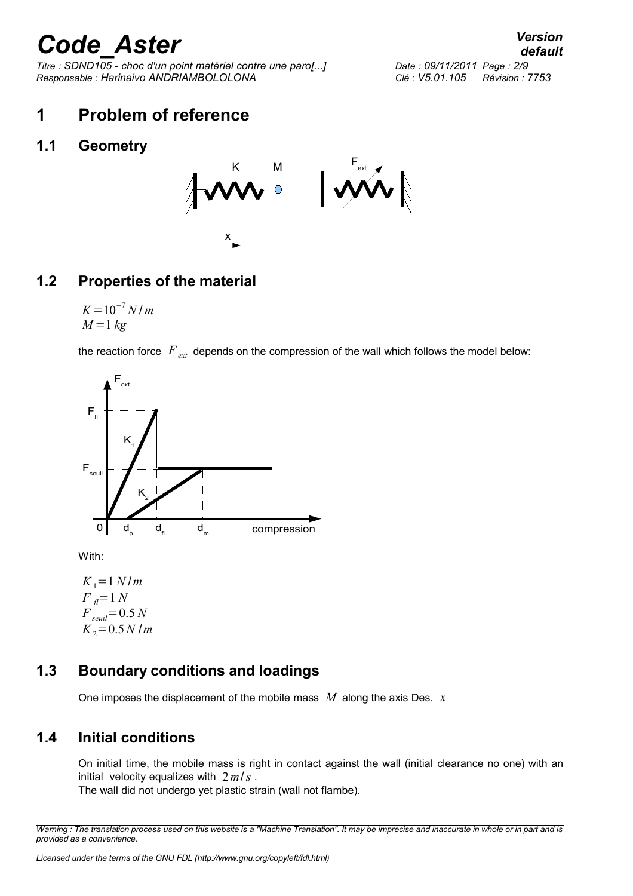# 1 Problem of reference

## 1.1 Geometry

## 1.2 Properties of the material

$K = 10^{-7} N/m$
$M = 1\, kg$

the reaction force $F_{ext}$ depends on the compression of the wall which follows the model below:

With:

$K_1 = 1\, N/m$
$F_{fl} = 1\, N$
$F_{seuil} = 0.5\, N$
$K_2 = 0.5\, N/m$

## 1.3 Boundary conditions and loadings

One imposes the displacement of the mobile mass $M$ along the axis Des. $x$

## 1.4 Initial conditions

On initial time, the mobile mass is right in contact against the wall (initial clearance no one) with an initial velocity equalizes with $2\, m/s$.
The wall did not undergo yet plastic strain (wall not flambe).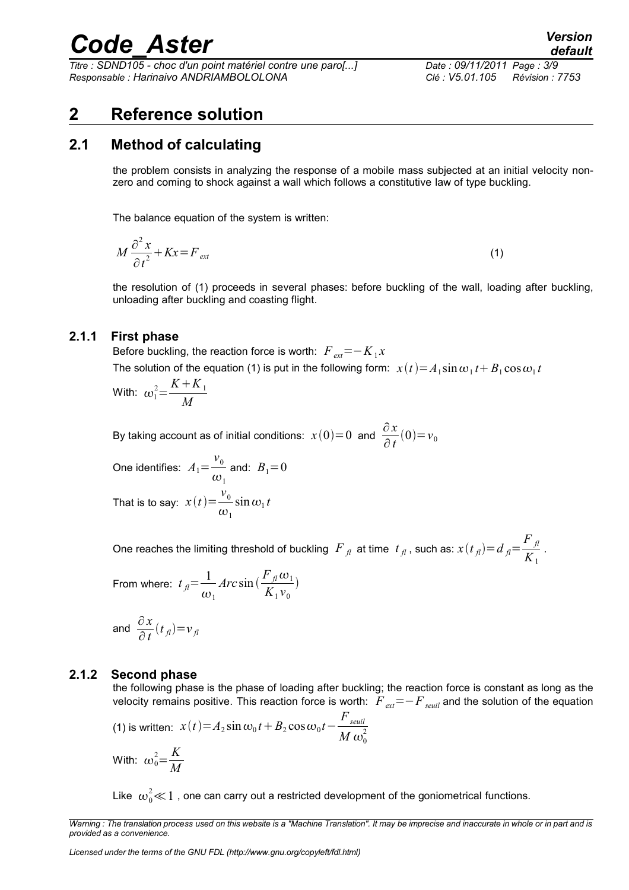# 2 Reference solution

## 2.1 Method of calculating

the problem consists in analyzing the response of a mobile mass subjected at an initial velocity non-zero and coming to shock against a wall which follows a constitutive law of type buckling.

The balance equation of the system is written:

$$M\frac{\partial^2 x}{\partial t^2}+Kx=F_{ext} \quad (1)$$

the resolution of (1) proceeds in several phases: before buckling of the wall, loading after buckling, unloading after buckling and coasting flight.

### 2.1.1 First phase

Before buckling, the reaction force is worth: $F_{ext}=-K_1 x$

The solution of the equation (1) is put in the following form: $x(t)=A_1\sin\omega_1 t+B_1\cos\omega_1 t$

With: $\omega_1^2=\frac{K+K_1}{M}$

By taking account as of initial conditions: $x(0)=0$ and $\frac{\partial x}{\partial t}(0)=v_0$

One identifies: $A_1=\frac{v_0}{\omega_1}$ and: $B_1=0$

That is to say: $x(t)=\frac{v_0}{\omega_1}\sin\omega_1 t$

One reaches the limiting threshold of buckling $F_{fl}$ at time $t_{fl}$, such as: $x(t_{fl})=d_{fl}=\frac{F_{fl}}{K_1}$.

From where: $t_{fl}=\frac{1}{\omega_1}Arc\sin(\frac{F_{fl}\omega_1}{K_1 v_0})$

and $\frac{\partial x}{\partial t}(t_{fl})=v_{fl}$

### 2.1.2 Second phase

the following phase is the phase of loading after buckling; the reaction force is constant as long as the velocity remains positive. This reaction force is worth: $F_{ext}=-F_{seuil}$ and the solution of the equation (1) is written: $x(t)=A_2\sin\omega_0 t+B_2\cos\omega_0 t-\frac{F_{seuil}}{M\,\omega_0^2}$

With: $\omega_0^2=\frac{K}{M}$

Like $\omega_0^2\ll 1$, one can carry out a restricted development of the goniometrical functions.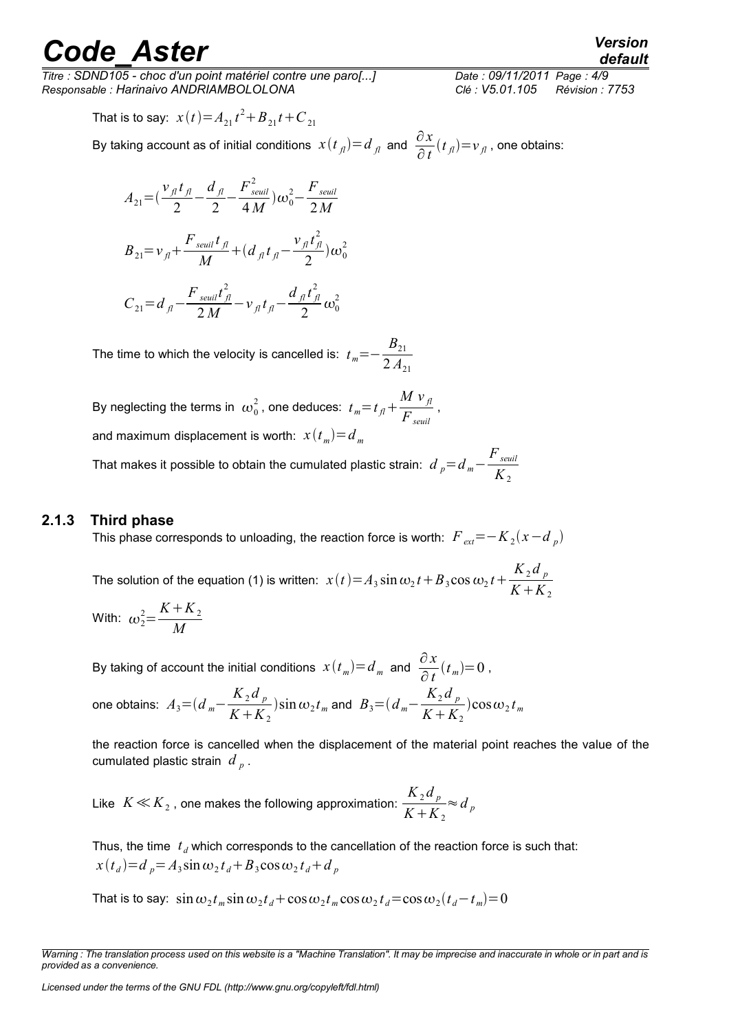That is to say: $x(t)=A_{21}t^2+B_{21}t+C_{21}$

By taking account as of initial conditions $x(t_{fl})=d_{fl}$ and $\frac{\partial x}{\partial t}(t_{fl})=v_{fl}$, one obtains:

$$A_{21}=(\frac{v_{fl}t_{fl}}{2}-\frac{d_{fl}}{2}-\frac{F_{seuil}^2}{4M})\omega_0^2-\frac{F_{seuil}}{2M}$$

$$B_{21}=v_{fl}+\frac{F_{seuil}t_{fl}}{M}+(d_{fl}t_{fl}-\frac{v_{fl}t_{fl}^2}{2})\omega_0^2$$

$$C_{21}=d_{fl}-\frac{F_{seuil}t_{fl}^2}{2M}-v_{fl}t_{fl}-\frac{d_{fl}t_{fl}^2}{2}\omega_0^2$$

The time to which the velocity is cancelled is: $t_m=-\frac{B_{21}}{2A_{21}}$

By neglecting the terms in $\omega_0^2$, one deduces: $t_m=t_{fl}+\frac{M\,v_{fl}}{F_{seuil}}$,

and maximum displacement is worth: $x(t_m)=d_m$

That makes it possible to obtain the cumulated plastic strain: $d_p=d_m-\frac{F_{seuil}}{K_2}$

### 2.1.3 Third phase

This phase corresponds to unloading, the reaction force is worth: $F_{ext}=-K_2(x-d_p)$

The solution of the equation (1) is written: $x(t)=A_3\sin\omega_2 t+B_3\cos\omega_2 t+\frac{K_2 d_p}{K+K_2}$

With: $\omega_2^2=\frac{K+K_2}{M}$

By taking of account the initial conditions $x(t_m)=d_m$ and $\frac{\partial x}{\partial t}(t_m)=0$,

one obtains: $A_3=(d_m-\frac{K_2 d_p}{K+K_2})\sin\omega_2 t_m$ and $B_3=(d_m-\frac{K_2 d_p}{K+K_2})\cos\omega_2 t_m$

the reaction force is cancelled when the displacement of the material point reaches the value of the cumulated plastic strain $d_p$.

Like $K\ll K_2$, one makes the following approximation: $\frac{K_2 d_p}{K+K_2}\approx d_p$

Thus, the time $t_d$ which corresponds to the cancellation of the reaction force is such that:
$x(t_d)=d_p=A_3\sin\omega_2 t_d+B_3\cos\omega_2 t_d+d_p$

That is to say: $\sin\omega_2 t_m\sin\omega_2 t_d+\cos\omega_2 t_m\cos\omega_2 t_d=\cos\omega_2(t_d-t_m)=0$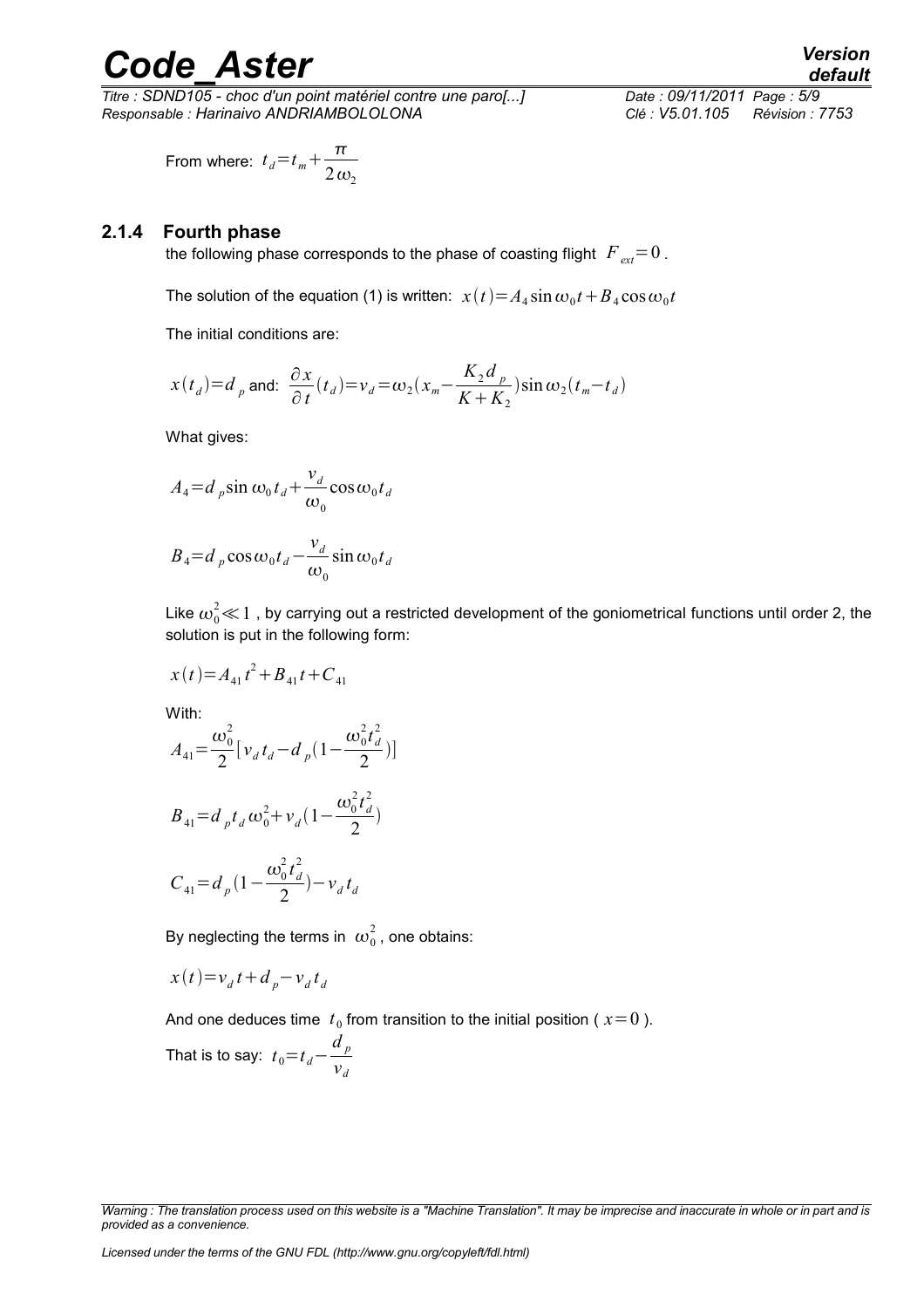From where: $t_d = t_m + \dfrac{\pi}{2\omega_2}$

### 2.1.4 Fourth phase

the following phase corresponds to the phase of coasting flight $F_{ext} = 0$.

The solution of the equation (1) is written: $x(t) = A_4 \sin\omega_0 t + B_4 \cos\omega_0 t$

The initial conditions are:

$$x(t_d) = d_p \text{ and: } \frac{\partial x}{\partial t}(t_d) = v_d = \omega_2 \left(x_m - \frac{K_2 d_p}{K + K_2}\right) \sin\omega_2 (t_m - t_d)$$

What gives:

$$A_4 = d_p \sin\omega_0 t_d + \frac{v_d}{\omega_0} \cos\omega_0 t_d$$

$$B_4 = d_p \cos\omega_0 t_d - \frac{v_d}{\omega_0} \sin\omega_0 t_d$$

Like $\omega_0^2 \ll 1$, by carrying out a restricted development of the goniometrical functions until order 2, the solution is put in the following form:

$$x(t) = A_{41} t^2 + B_{41} t + C_{41}$$

With:

$$A_{41} = \frac{\omega_0^2}{2} \left[ v_d t_d - d_p \left(1 - \frac{\omega_0^2 t_d^2}{2}\right) \right]$$

$$B_{41} = d_p t_d \omega_0^2 + v_d \left(1 - \frac{\omega_0^2 t_d^2}{2}\right)$$

$$C_{41} = d_p \left(1 - \frac{\omega_0^2 t_d^2}{2}\right) - v_d t_d$$

By neglecting the terms in $\omega_0^2$, one obtains:

$$x(t) = v_d t + d_p - v_d t_d$$

And one deduces time $t_0$ from transition to the initial position ( $x = 0$ ).

That is to say: $t_0 = t_d - \dfrac{d_p}{v_d}$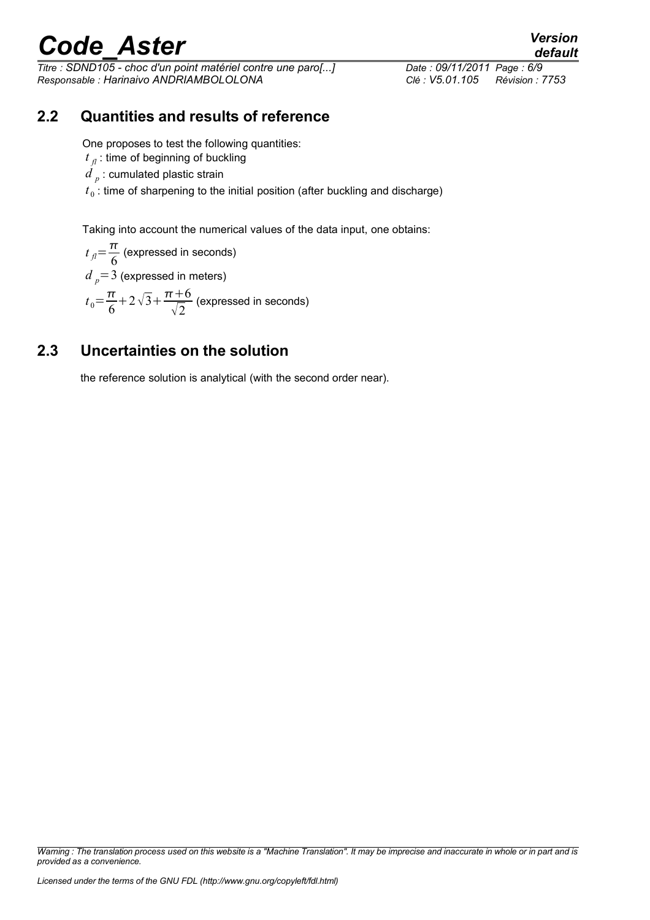## 2.2 Quantities and results of reference

One proposes to test the following quantities:

$t_{fl}$ : time of beginning of buckling

$d_p$ : cumulated plastic strain

$t_0$ : time of sharpening to the initial position (after buckling and discharge)

Taking into account the numerical values of the data input, one obtains:

$t_{fl}=\frac{\pi}{6}$ (expressed in seconds)

$d_p=3$ (expressed in meters)

$t_0=\frac{\pi}{6}+2\sqrt{3}+\frac{\pi+6}{\sqrt{2}}$ (expressed in seconds)

## 2.3 Uncertainties on the solution

the reference solution is analytical (with the second order near).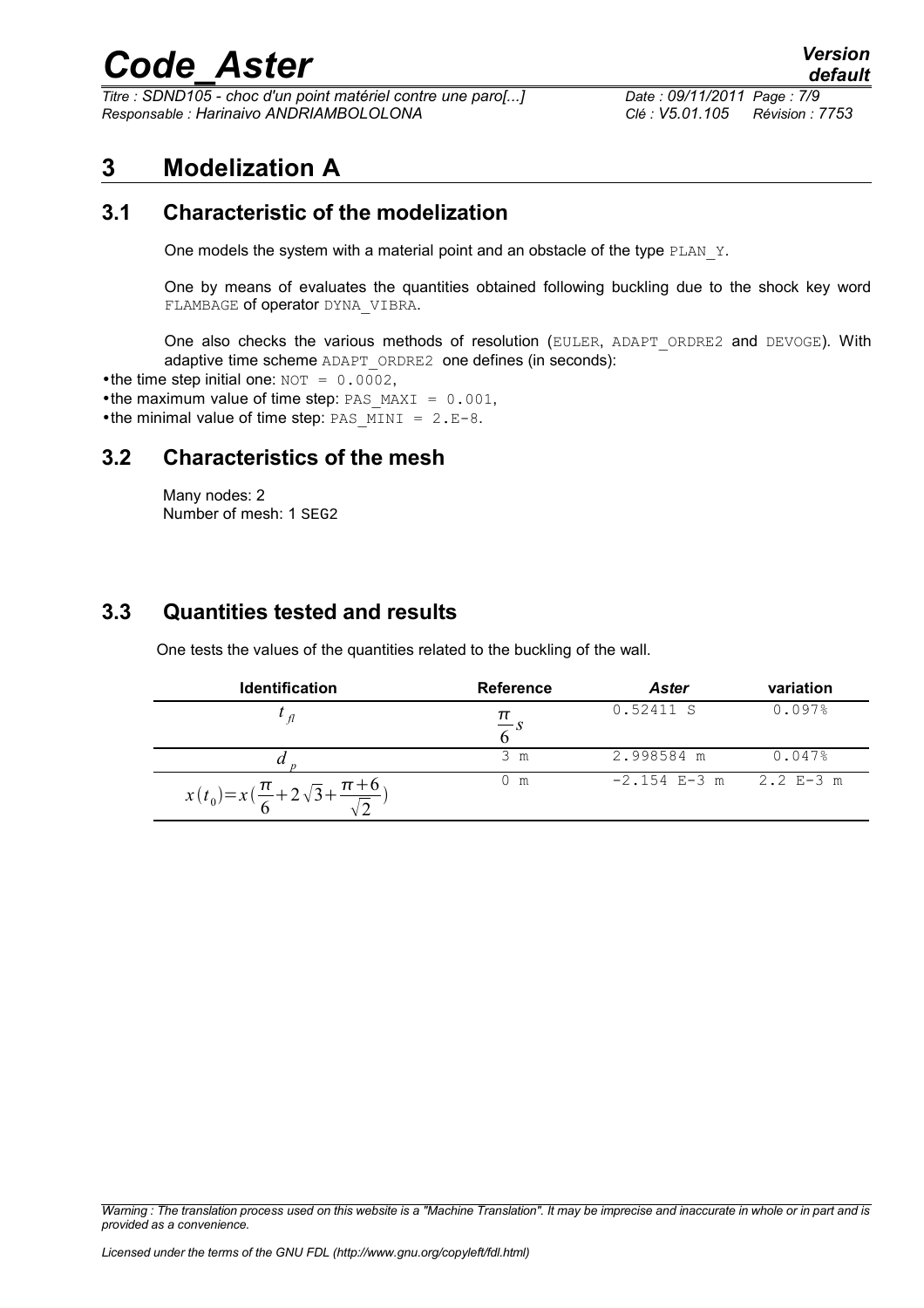# 3 Modelization A

## 3.1 Characteristic of the modelization

One models the system with a material point and an obstacle of the type PLAN_Y.

One by means of evaluates the quantities obtained following buckling due to the shock key word FLAMBAGE of operator DYNA_VIBRA.

One also checks the various methods of resolution (EULER, ADAPT_ORDRE2 and DEVOGE). With adaptive time scheme ADAPT_ORDRE2 one defines (in seconds):

- the time step initial one: NOT = 0.0002,
- the maximum value of time step: PAS_MAXI = 0.001,
- the minimal value of time step: PAS_MINI = 2.E-8.

## 3.2 Characteristics of the mesh

Many nodes: 2
Number of mesh: 1 SEG2

## 3.3 Quantities tested and results

One tests the values of the quantities related to the buckling of the wall.

| Identification | Reference | Aster | variation |
|---|---|---|---|
| $t_{fl}$ | $\frac{\pi}{6} s$ | 0.52411 S | 0.097% |
| $d_p$ | 3 m | 2.998584 m | 0.047% |
| $x(t_0)=x(\frac{\pi}{6}+2\sqrt{3}+\frac{\pi+6}{\sqrt{2}})$ | 0 m | -2.154 E-3 m | 2.2 E-3 m |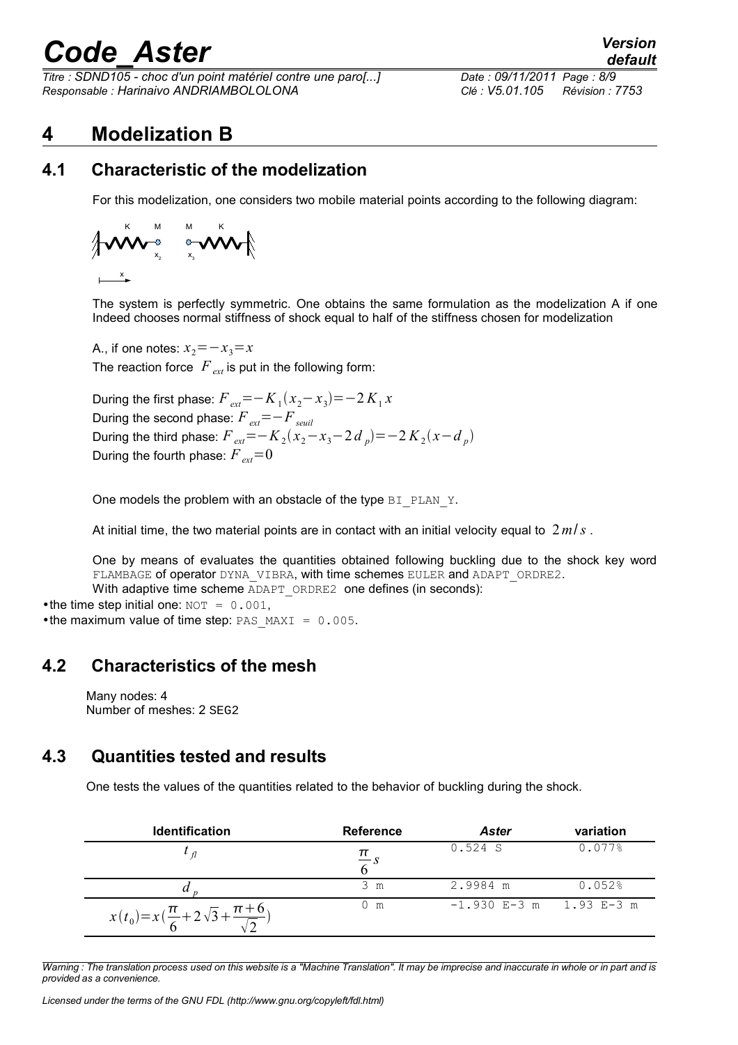# 4 Modelization B

## 4.1 Characteristic of the modelization

For this modelization, one considers two mobile material points according to the following diagram:

K M M K

$x_2$ $x_3$

x

The system is perfectly symmetric. One obtains the same formulation as the modelization A if one Indeed chooses normal stiffness of shock equal to half of the stiffness chosen for modelization

A., if one notes: $x_2 = -x_3 = x$

The reaction force $F_{ext}$ is put in the following form:

During the first phase: $F_{ext} = -K_1(x_2 - x_3) = -2K_1 x$

During the second phase: $F_{ext} = -F_{seuil}$

During the third phase: $F_{ext} = -K_2(x_2 - x_3 - 2d_p) = -2K_2(x - d_p)$

During the fourth phase: $F_{ext} = 0$

One models the problem with an obstacle of the type BI_PLAN_Y.

At initial time, the two material points are in contact with an initial velocity equal to $2\,m/s$.

One by means of evaluates the quantities obtained following buckling due to the shock key word FLAMBAGE of operator DYNA_VIBRA, with time schemes EULER and ADAPT_ORDRE2.

With adaptive time scheme ADAPT_ORDRE2 one defines (in seconds):

- the time step initial one: NOT = 0.001,
- the maximum value of time step: PAS_MAXI = 0.005.

## 4.2 Characteristics of the mesh

Many nodes: 4
Number of meshes: 2 SEG2

## 4.3 Quantities tested and results

One tests the values of the quantities related to the behavior of buckling during the shock.

| Identification | Reference | *Aster* | variation |
|---|---|---|---|
| $t_{fl}$ | $\frac{\pi}{6} s$ | 0.524 S | 0.077% |
| $d_p$ | 3 m | 2.9984 m | 0.052% |
| $x(t_0) = x(\frac{\pi}{6} + 2\sqrt{3} + \frac{\pi+6}{\sqrt{2}})$ | 0 m | -1.930 E-3 m | 1.93 E-3 m |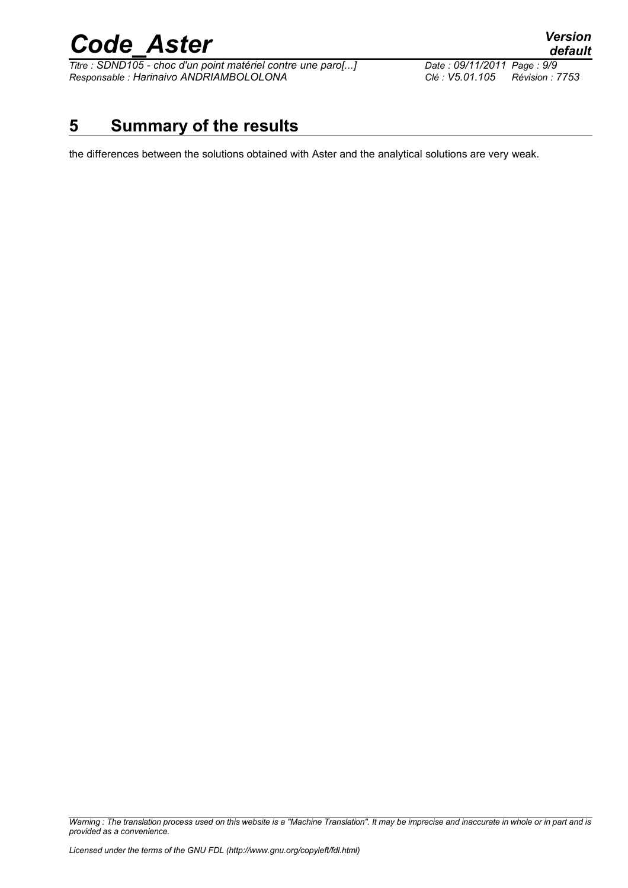# 5 Summary of the results

the differences between the solutions obtained with Aster and the analytical solutions are very weak.